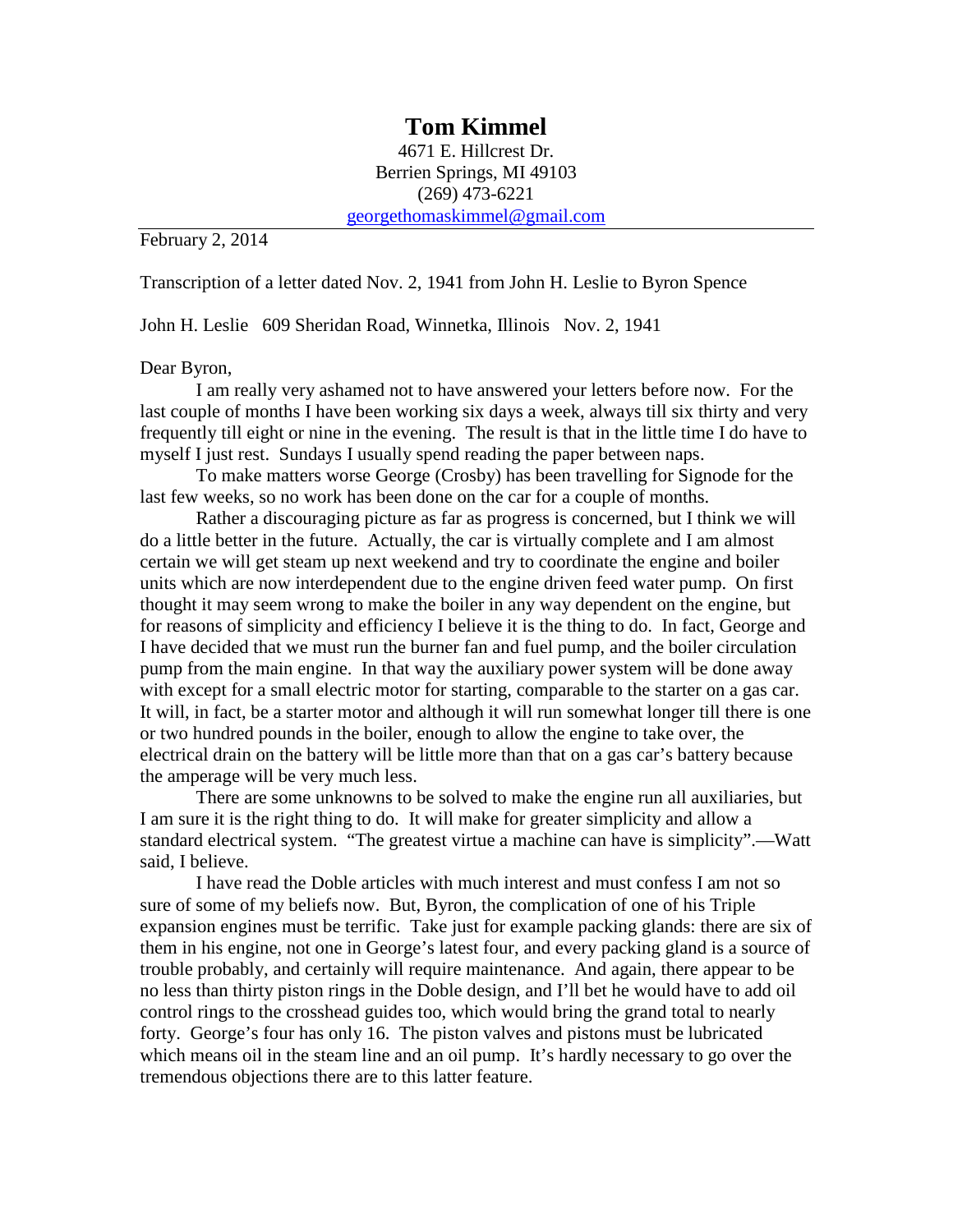# Tom Kimmel

4671 E. Hillcrest Dr.
Berrien Springs, MI 49103
(269) 473-6221
georgethomaskimmel@gmail.com

---

February 2, 2014

Transcription of a letter dated Nov. 2, 1941 from John H. Leslie to Byron Spence

John H. Leslie 609 Sheridan Road, Winnetka, Illinois Nov. 2, 1941

Dear Byron,

I am really very ashamed not to have answered your letters before now. For the last couple of months I have been working six days a week, always till six thirty and very frequently till eight or nine in the evening. The result is that in the little time I do have to myself I just rest. Sundays I usually spend reading the paper between naps.

To make matters worse George (Crosby) has been travelling for Signode for the last few weeks, so no work has been done on the car for a couple of months.

Rather a discouraging picture as far as progress is concerned, but I think we will do a little better in the future. Actually, the car is virtually complete and I am almost certain we will get steam up next weekend and try to coordinate the engine and boiler units which are now interdependent due to the engine driven feed water pump. On first thought it may seem wrong to make the boiler in any way dependent on the engine, but for reasons of simplicity and efficiency I believe it is the thing to do. In fact, George and I have decided that we must run the burner fan and fuel pump, and the boiler circulation pump from the main engine. In that way the auxiliary power system will be done away with except for a small electric motor for starting, comparable to the starter on a gas car. It will, in fact, be a starter motor and although it will run somewhat longer till there is one or two hundred pounds in the boiler, enough to allow the engine to take over, the electrical drain on the battery will be little more than that on a gas car's battery because the amperage will be very much less.

There are some unknowns to be solved to make the engine run all auxiliaries, but I am sure it is the right thing to do. It will make for greater simplicity and allow a standard electrical system. "The greatest virtue a machine can have is simplicity".—Watt said, I believe.

I have read the Doble articles with much interest and must confess I am not so sure of some of my beliefs now. But, Byron, the complication of one of his Triple expansion engines must be terrific. Take just for example packing glands: there are six of them in his engine, not one in George's latest four, and every packing gland is a source of trouble probably, and certainly will require maintenance. And again, there appear to be no less than thirty piston rings in the Doble design, and I'll bet he would have to add oil control rings to the crosshead guides too, which would bring the grand total to nearly forty. George's four has only 16. The piston valves and pistons must be lubricated which means oil in the steam line and an oil pump. It's hardly necessary to go over the tremendous objections there are to this latter feature.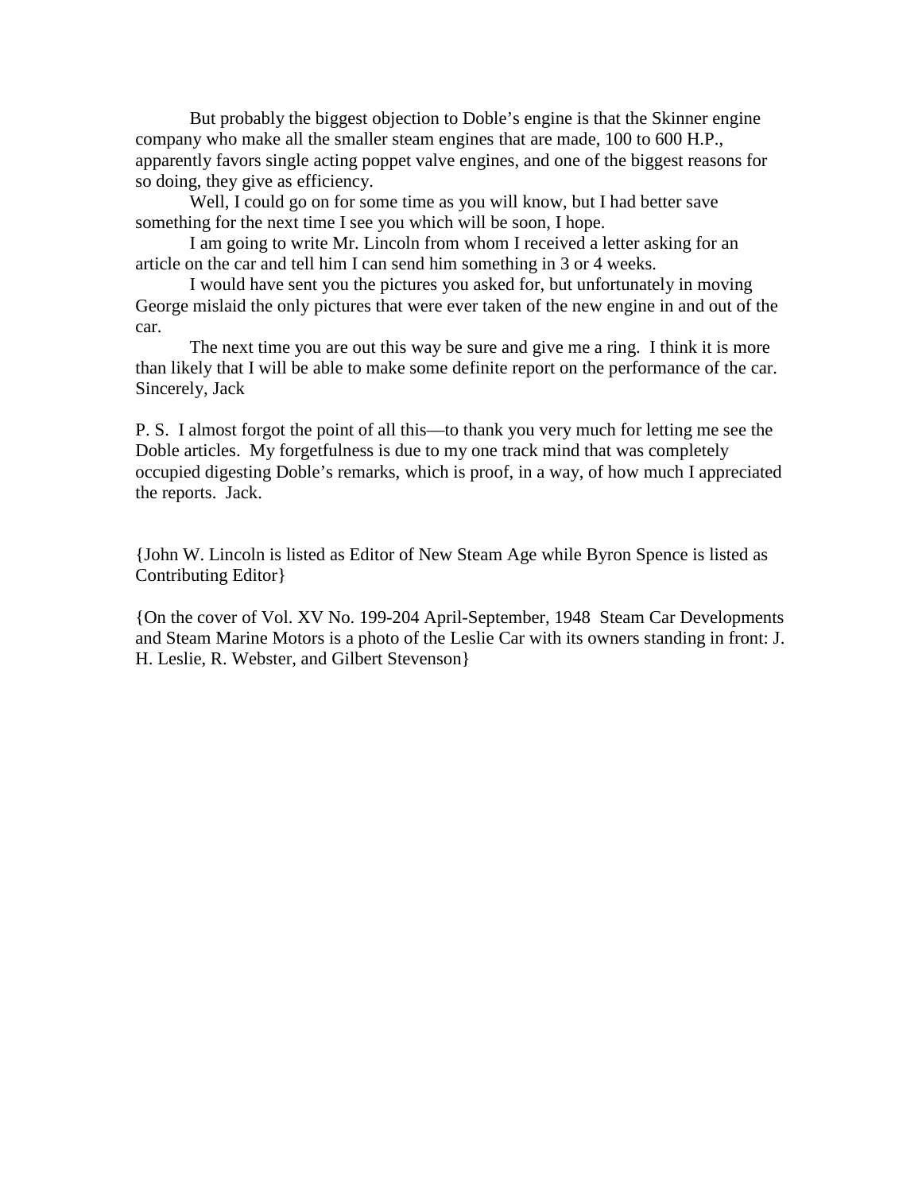But probably the biggest objection to Doble's engine is that the Skinner engine company who make all the smaller steam engines that are made, 100 to 600 H.P., apparently favors single acting poppet valve engines, and one of the biggest reasons for so doing, they give as efficiency.

Well, I could go on for some time as you will know, but I had better save something for the next time I see you which will be soon, I hope.

I am going to write Mr. Lincoln from whom I received a letter asking for an article on the car and tell him I can send him something in 3 or 4 weeks.

I would have sent you the pictures you asked for, but unfortunately in moving George mislaid the only pictures that were ever taken of the new engine in and out of the car.

The next time you are out this way be sure and give me a ring. I think it is more than likely that I will be able to make some definite report on the performance of the car.

Sincerely, Jack

P. S. I almost forgot the point of all this—to thank you very much for letting me see the Doble articles. My forgetfulness is due to my one track mind that was completely occupied digesting Doble's remarks, which is proof, in a way, of how much I appreciated the reports. Jack.

{John W. Lincoln is listed as Editor of New Steam Age while Byron Spence is listed as Contributing Editor}

{On the cover of Vol. XV No. 199-204 April-September, 1948 Steam Car Developments and Steam Marine Motors is a photo of the Leslie Car with its owners standing in front: J. H. Leslie, R. Webster, and Gilbert Stevenson}